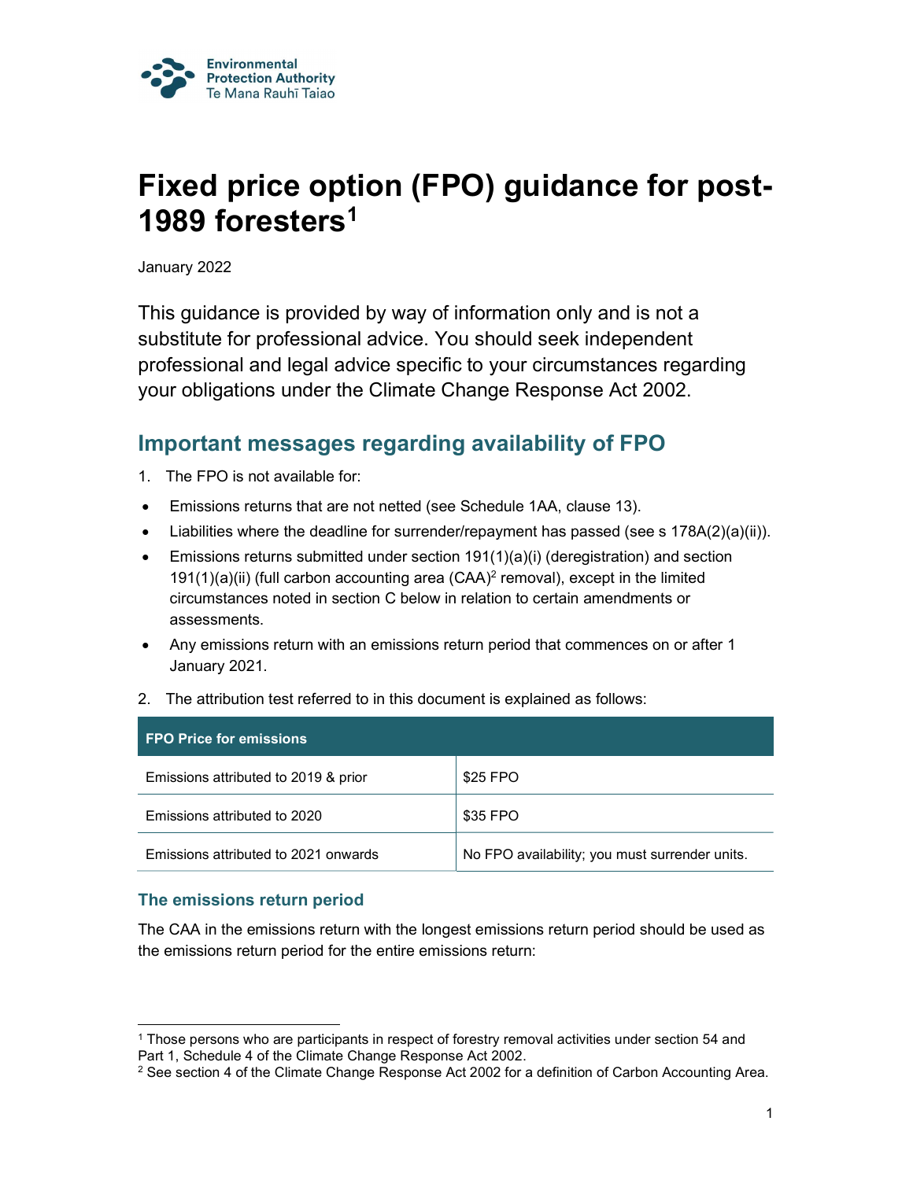Environmental Protection Authority
Te Mana Rauhī Taiao

# Fixed price option (FPO) guidance for post-1989 foresters[1]

January 2022

This guidance is provided by way of information only and is not a substitute for professional advice. You should seek independent professional and legal advice specific to your circumstances regarding your obligations under the Climate Change Response Act 2002.

## Important messages regarding availability of FPO

1. The FPO is not available for:

- Emissions returns that are not netted (see Schedule 1AA, clause 13).
- Liabilities where the deadline for surrender/repayment has passed (see s 178A(2)(a)(ii)).
- Emissions returns submitted under section 191(1)(a)(i) (deregistration) and section 191(1)(a)(ii) (full carbon accounting area (CAA)[2] removal), except in the limited circumstances noted in section C below in relation to certain amendments or assessments.
- Any emissions return with an emissions return period that commences on or after 1 January 2021.

2. The attribution test referred to in this document is explained as follows:

| FPO Price for emissions | |
|---|---|
| Emissions attributed to 2019 & prior | $25 FPO |
| Emissions attributed to 2020 | $35 FPO |
| Emissions attributed to 2021 onwards | No FPO availability; you must surrender units. |

### The emissions return period

The CAA in the emissions return with the longest emissions return period should be used as the emissions return period for the entire emissions return:

[1] Those persons who are participants in respect of forestry removal activities under section 54 and Part 1, Schedule 4 of the Climate Change Response Act 2002.

[2] See section 4 of the Climate Change Response Act 2002 for a definition of Carbon Accounting Area.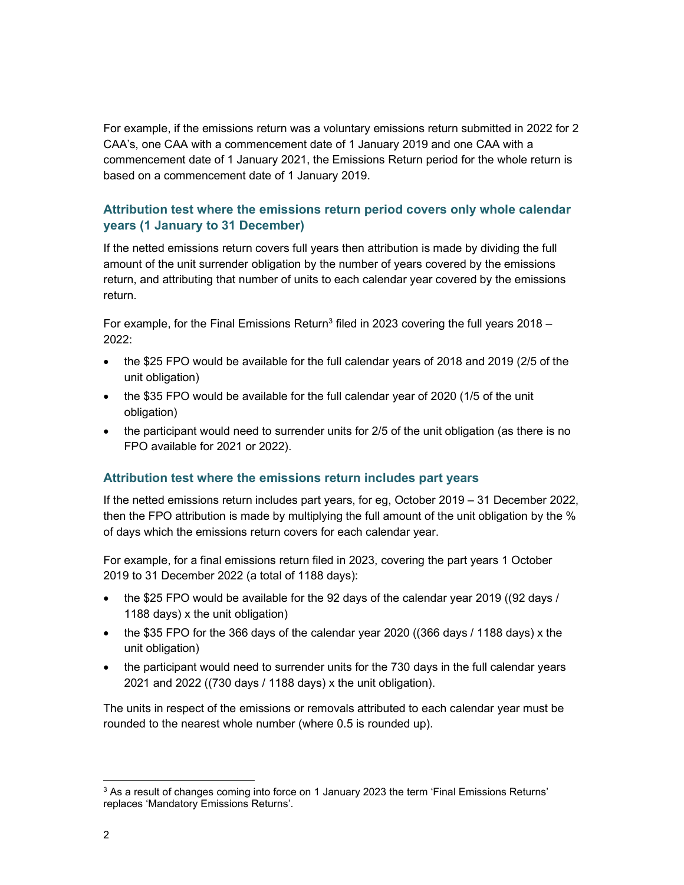For example, if the emissions return was a voluntary emissions return submitted in 2022 for 2 CAA's, one CAA with a commencement date of 1 January 2019 and one CAA with a commencement date of 1 January 2021, the Emissions Return period for the whole return is based on a commencement date of 1 January 2019.

### Attribution test where the emissions return period covers only whole calendar years (1 January to 31 December)

If the netted emissions return covers full years then attribution is made by dividing the full amount of the unit surrender obligation by the number of years covered by the emissions return, and attributing that number of units to each calendar year covered by the emissions return.

For example, for the Final Emissions Return[3] filed in 2023 covering the full years 2018 – 2022:

- the $25 FPO would be available for the full calendar years of 2018 and 2019 (2/5 of the unit obligation)
- the $35 FPO would be available for the full calendar year of 2020 (1/5 of the unit obligation)
- the participant would need to surrender units for 2/5 of the unit obligation (as there is no FPO available for 2021 or 2022).

### Attribution test where the emissions return includes part years

If the netted emissions return includes part years, for eg, October 2019 – 31 December 2022, then the FPO attribution is made by multiplying the full amount of the unit obligation by the % of days which the emissions return covers for each calendar year.

For example, for a final emissions return filed in 2023, covering the part years 1 October 2019 to 31 December 2022 (a total of 1188 days):

- the $25 FPO would be available for the 92 days of the calendar year 2019 ((92 days / 1188 days) x the unit obligation)
- the $35 FPO for the 366 days of the calendar year 2020 ((366 days / 1188 days) x the unit obligation)
- the participant would need to surrender units for the 730 days in the full calendar years 2021 and 2022 ((730 days / 1188 days) x the unit obligation).

The units in respect of the emissions or removals attributed to each calendar year must be rounded to the nearest whole number (where 0.5 is rounded up).

[3] As a result of changes coming into force on 1 January 2023 the term 'Final Emissions Returns' replaces 'Mandatory Emissions Returns'.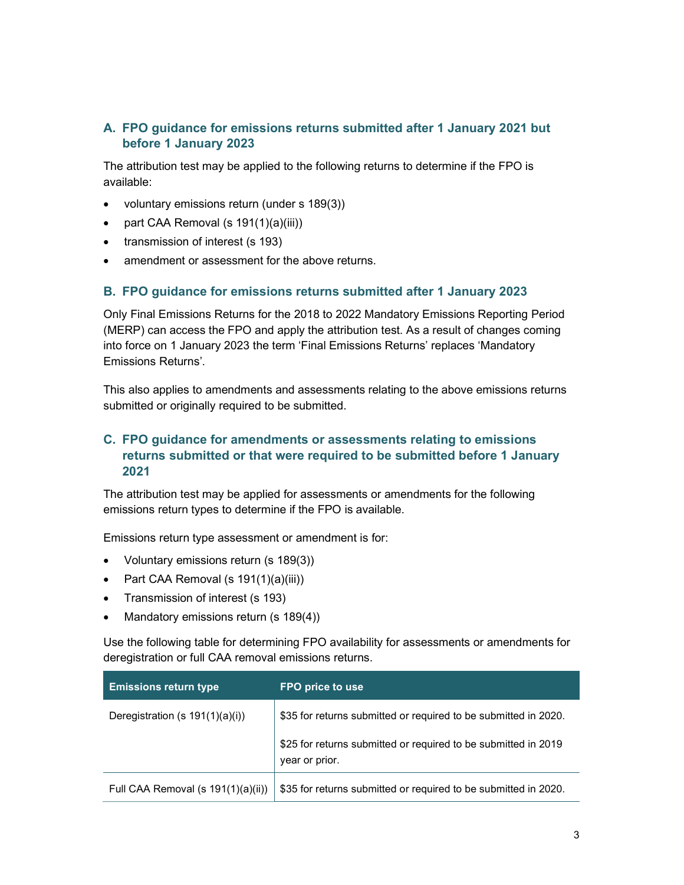## A. FPO guidance for emissions returns submitted after 1 January 2021 but before 1 January 2023

The attribution test may be applied to the following returns to determine if the FPO is available:

- voluntary emissions return (under s 189(3))
- part CAA Removal (s 191(1)(a)(iii))
- transmission of interest (s 193)
- amendment or assessment for the above returns.

## B. FPO guidance for emissions returns submitted after 1 January 2023

Only Final Emissions Returns for the 2018 to 2022 Mandatory Emissions Reporting Period (MERP) can access the FPO and apply the attribution test. As a result of changes coming into force on 1 January 2023 the term 'Final Emissions Returns' replaces 'Mandatory Emissions Returns'.

This also applies to amendments and assessments relating to the above emissions returns submitted or originally required to be submitted.

## C. FPO guidance for amendments or assessments relating to emissions returns submitted or that were required to be submitted before 1 January 2021

The attribution test may be applied for assessments or amendments for the following emissions return types to determine if the FPO is available.

Emissions return type assessment or amendment is for:

- Voluntary emissions return (s 189(3))
- Part CAA Removal (s 191(1)(a)(iii))
- Transmission of interest (s 193)
- Mandatory emissions return (s 189(4))

Use the following table for determining FPO availability for assessments or amendments for deregistration or full CAA removal emissions returns.

| Emissions return type | FPO price to use |
|---|---|
| Deregistration (s 191(1)(a)(i)) | $35 for returns submitted or required to be submitted in 2020.<br><br>$25 for returns submitted or required to be submitted in 2019 year or prior. |
| Full CAA Removal (s 191(1)(a)(ii)) | $35 for returns submitted or required to be submitted in 2020. |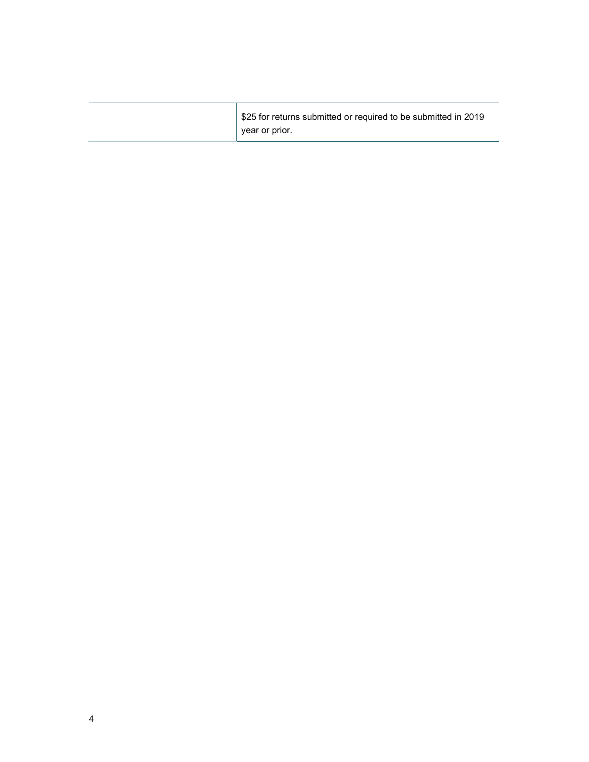| | |
|---|---|
| | $25 for returns submitted or required to be submitted in 2019 year or prior. |